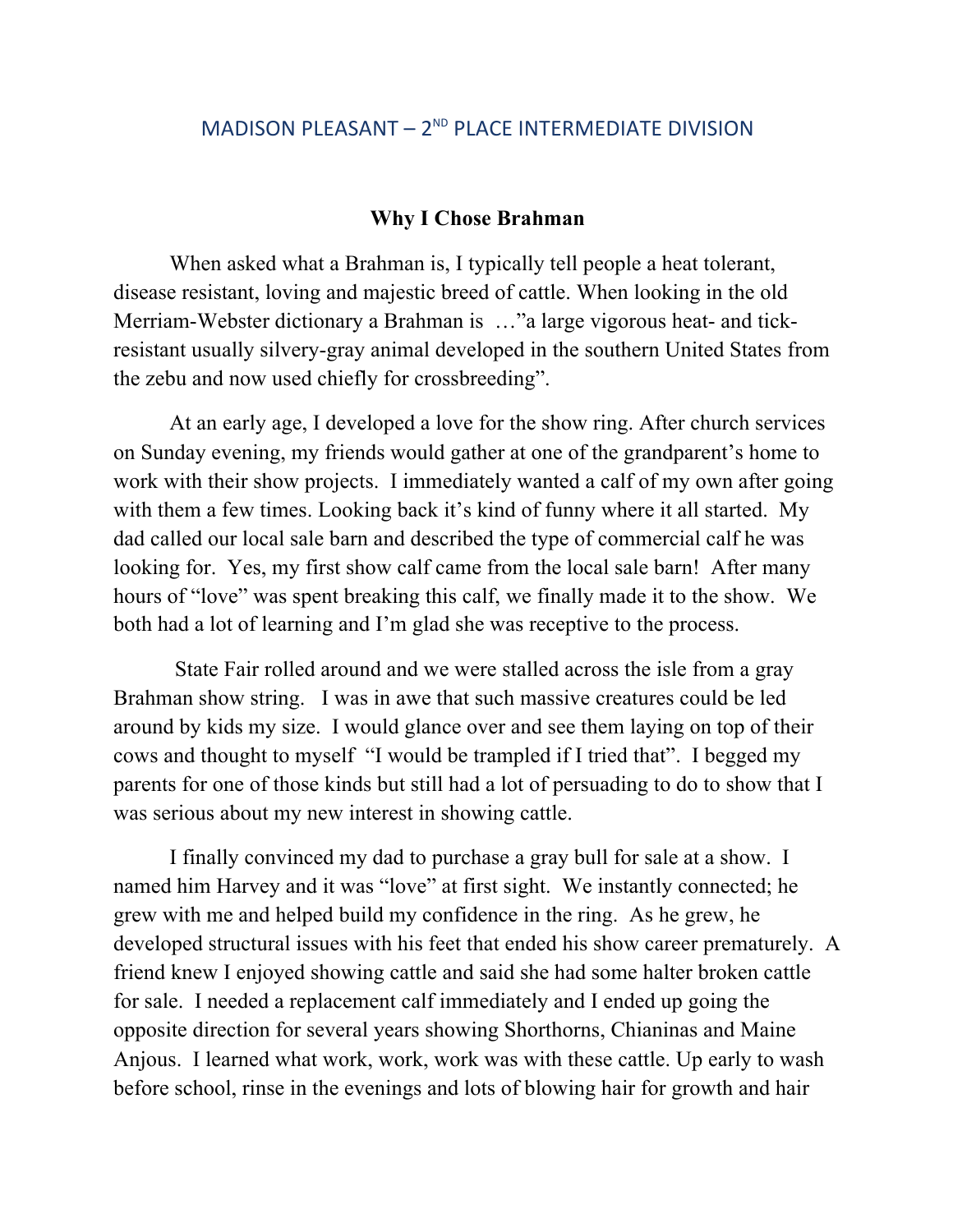## MADISON PLEASANT – 2ND PLACE INTERMEDIATE DIVISION

### **Why I Chose Brahman**

When asked what a Brahman is, I typically tell people a heat tolerant, disease resistant, loving and majestic breed of cattle. When looking in the old Merriam-Webster dictionary a Brahman is …"a large vigorous heat- and tick-resistant usually silvery-gray animal developed in the southern United States from the zebu and now used chiefly for crossbreeding".

At an early age, I developed a love for the show ring. After church services on Sunday evening, my friends would gather at one of the grandparent's home to work with their show projects. I immediately wanted a calf of my own after going with them a few times. Looking back it's kind of funny where it all started. My dad called our local sale barn and described the type of commercial calf he was looking for. Yes, my first show calf came from the local sale barn! After many hours of "love" was spent breaking this calf, we finally made it to the show. We both had a lot of learning and I'm glad she was receptive to the process.

State Fair rolled around and we were stalled across the isle from a gray Brahman show string. I was in awe that such massive creatures could be led around by kids my size. I would glance over and see them laying on top of their cows and thought to myself "I would be trampled if I tried that". I begged my parents for one of those kinds but still had a lot of persuading to do to show that I was serious about my new interest in showing cattle.

I finally convinced my dad to purchase a gray bull for sale at a show. I named him Harvey and it was "love" at first sight. We instantly connected; he grew with me and helped build my confidence in the ring. As he grew, he developed structural issues with his feet that ended his show career prematurely. A friend knew I enjoyed showing cattle and said she had some halter broken cattle for sale. I needed a replacement calf immediately and I ended up going the opposite direction for several years showing Shorthorns, Chianinas and Maine Anjous. I learned what work, work, work was with these cattle. Up early to wash before school, rinse in the evenings and lots of blowing hair for growth and hair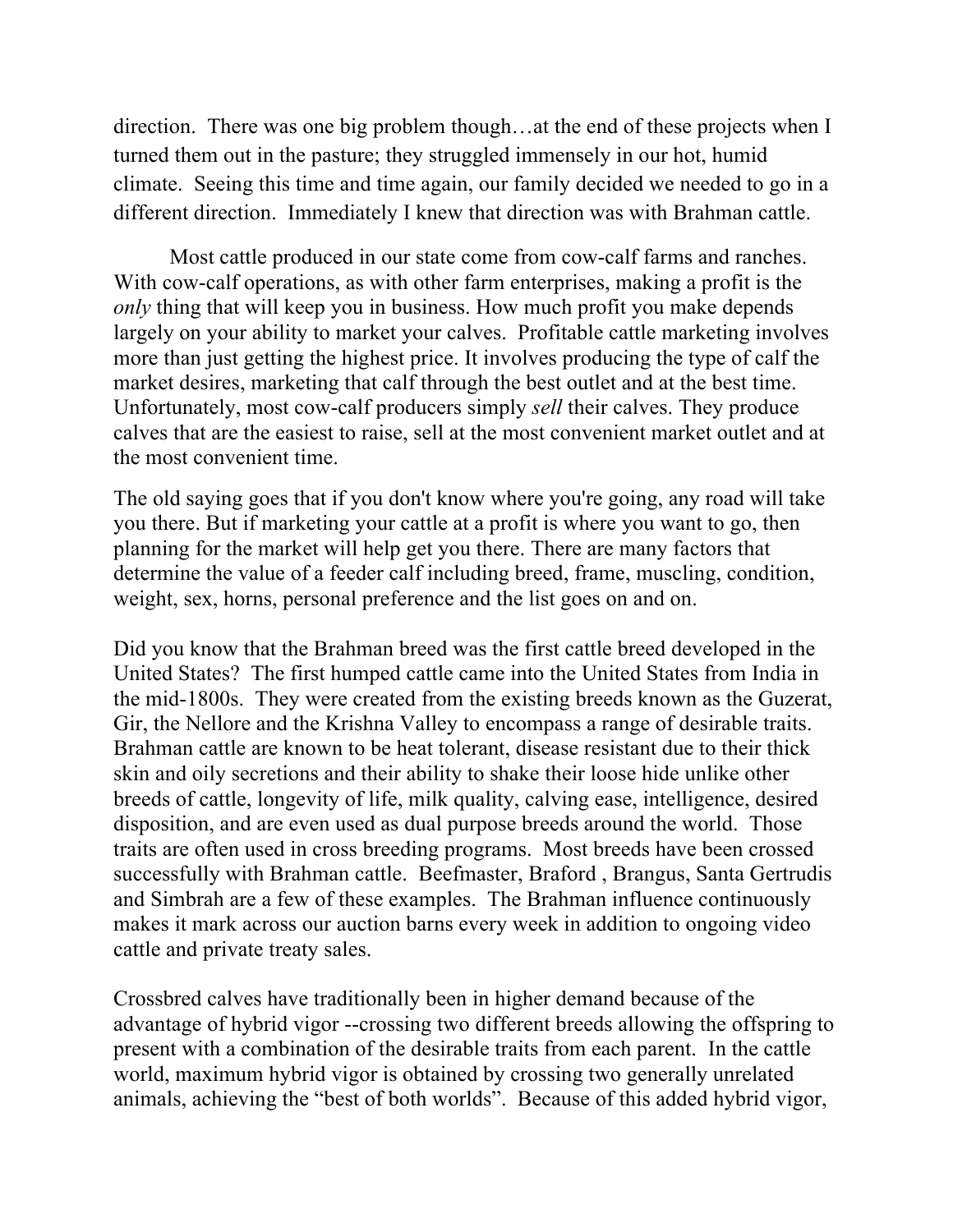direction. There was one big problem though…at the end of these projects when I turned them out in the pasture; they struggled immensely in our hot, humid climate. Seeing this time and time again, our family decided we needed to go in a different direction. Immediately I knew that direction was with Brahman cattle.

Most cattle produced in our state come from cow-calf farms and ranches. With cow-calf operations, as with other farm enterprises, making a profit is the *only* thing that will keep you in business. How much profit you make depends largely on your ability to market your calves. Profitable cattle marketing involves more than just getting the highest price. It involves producing the type of calf the market desires, marketing that calf through the best outlet and at the best time. Unfortunately, most cow-calf producers simply *sell* their calves. They produce calves that are the easiest to raise, sell at the most convenient market outlet and at the most convenient time.

The old saying goes that if you don't know where you're going, any road will take you there. But if marketing your cattle at a profit is where you want to go, then planning for the market will help get you there. There are many factors that determine the value of a feeder calf including breed, frame, muscling, condition, weight, sex, horns, personal preference and the list goes on and on.

Did you know that the Brahman breed was the first cattle breed developed in the United States? The first humped cattle came into the United States from India in the mid-1800s. They were created from the existing breeds known as the Guzerat, Gir, the Nellore and the Krishna Valley to encompass a range of desirable traits. Brahman cattle are known to be heat tolerant, disease resistant due to their thick skin and oily secretions and their ability to shake their loose hide unlike other breeds of cattle, longevity of life, milk quality, calving ease, intelligence, desired disposition, and are even used as dual purpose breeds around the world. Those traits are often used in cross breeding programs. Most breeds have been crossed successfully with Brahman cattle. Beefmaster, Braford , Brangus, Santa Gertrudis and Simbrah are a few of these examples. The Brahman influence continuously makes it mark across our auction barns every week in addition to ongoing video cattle and private treaty sales.

Crossbred calves have traditionally been in higher demand because of the advantage of hybrid vigor --crossing two different breeds allowing the offspring to present with a combination of the desirable traits from each parent. In the cattle world, maximum hybrid vigor is obtained by crossing two generally unrelated animals, achieving the "best of both worlds". Because of this added hybrid vigor,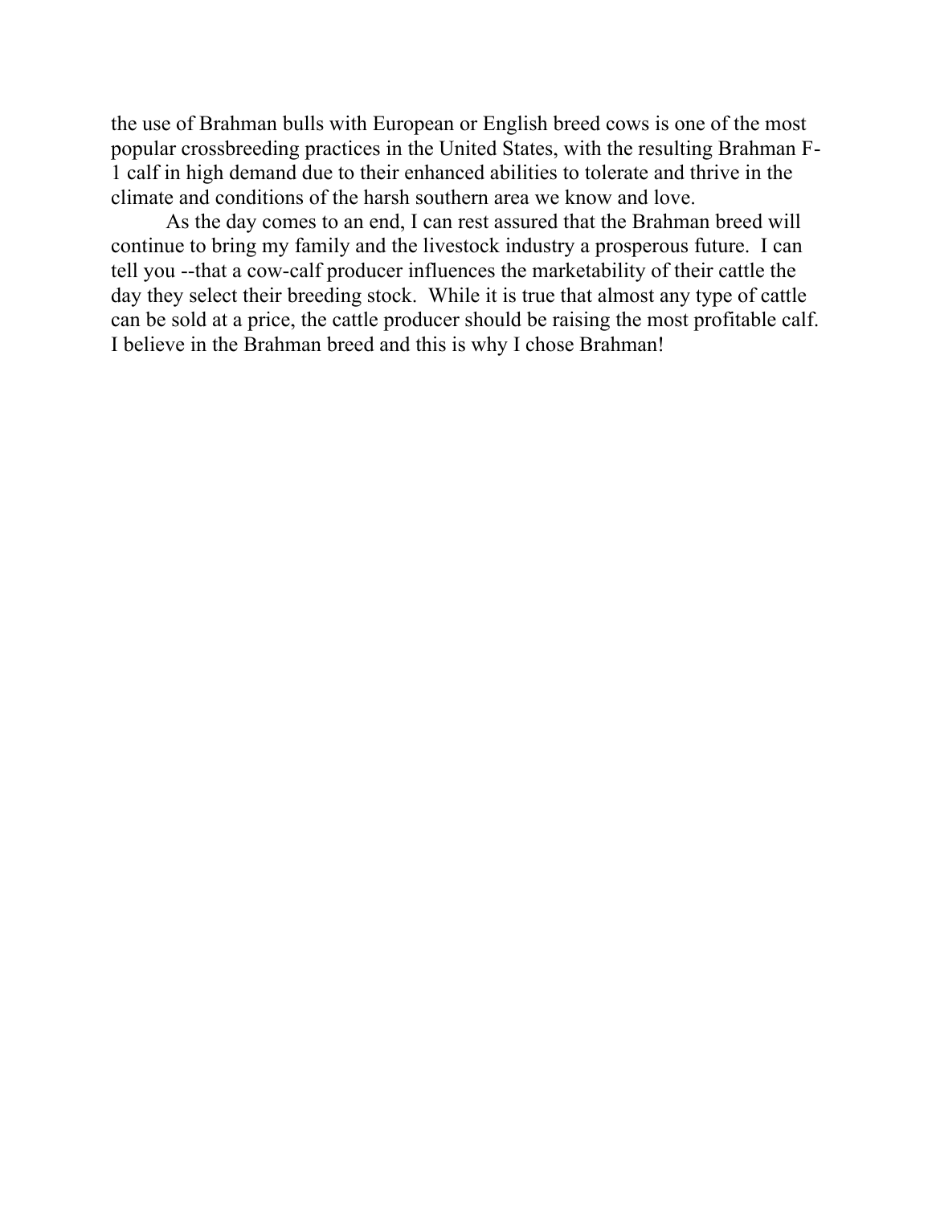the use of Brahman bulls with European or English breed cows is one of the most popular crossbreeding practices in the United States, with the resulting Brahman F-1 calf in high demand due to their enhanced abilities to tolerate and thrive in the climate and conditions of the harsh southern area we know and love.

As the day comes to an end, I can rest assured that the Brahman breed will continue to bring my family and the livestock industry a prosperous future. I can tell you --that a cow-calf producer influences the marketability of their cattle the day they select their breeding stock. While it is true that almost any type of cattle can be sold at a price, the cattle producer should be raising the most profitable calf. I believe in the Brahman breed and this is why I chose Brahman!